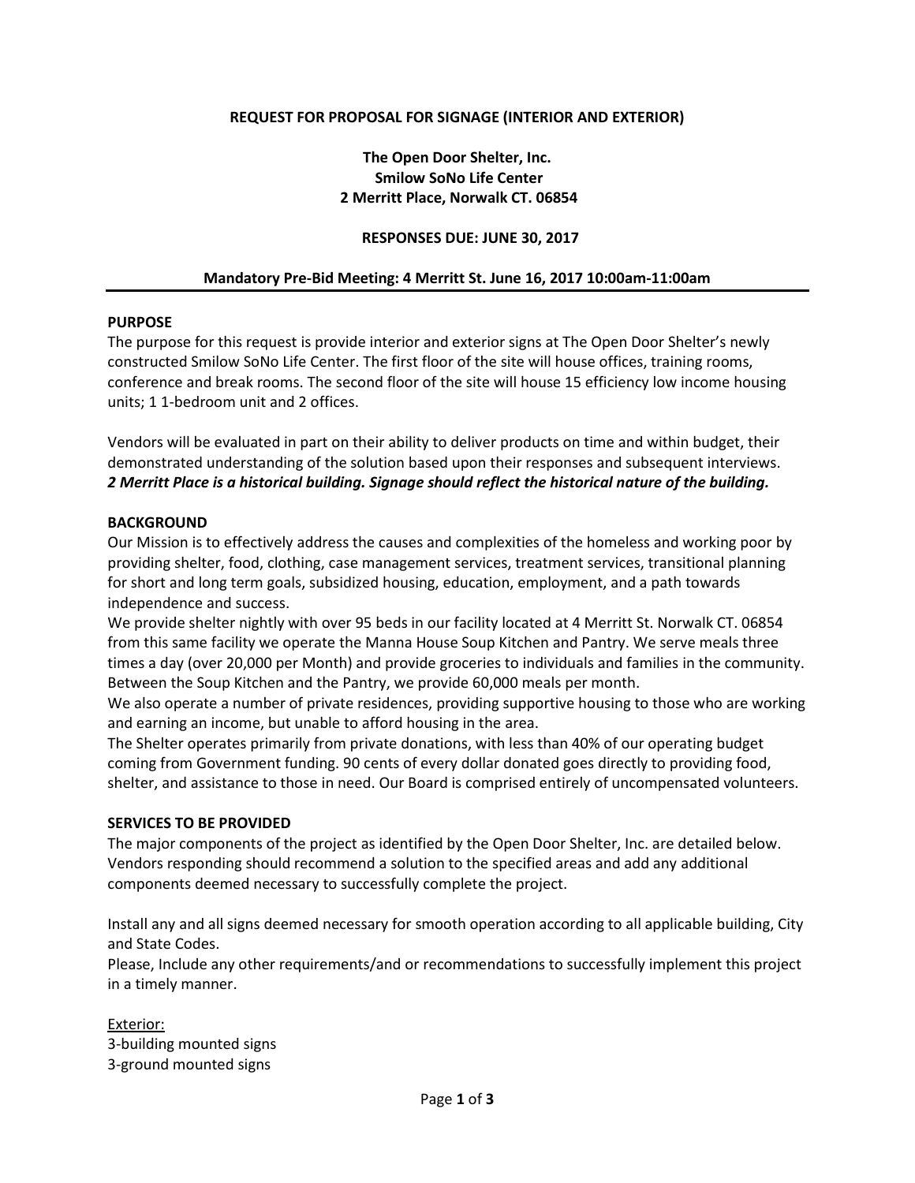**REQUEST FOR PROPOSAL FOR SIGNAGE (INTERIOR AND EXTERIOR)**

**The Open Door Shelter, Inc.**
**Smilow SoNo Life Center**
**2 Merritt Place, Norwalk CT. 06854**

**RESPONSES DUE: JUNE 30, 2017**

**Mandatory Pre-Bid Meeting: 4 Merritt St. June 16, 2017 10:00am-11:00am**

---

## PURPOSE

The purpose for this request is provide interior and exterior signs at The Open Door Shelter's newly constructed Smilow SoNo Life Center. The first floor of the site will house offices, training rooms, conference and break rooms. The second floor of the site will house 15 efficiency low income housing units; 1 1-bedroom unit and 2 offices.

Vendors will be evaluated in part on their ability to deliver products on time and within budget, their demonstrated understanding of the solution based upon their responses and subsequent interviews.
***2 Merritt Place is a historical building. Signage should reflect the historical nature of the building.***

## BACKGROUND

Our Mission is to effectively address the causes and complexities of the homeless and working poor by providing shelter, food, clothing, case management services, treatment services, transitional planning for short and long term goals, subsidized housing, education, employment, and a path towards independence and success.

We provide shelter nightly with over 95 beds in our facility located at 4 Merritt St. Norwalk CT. 06854 from this same facility we operate the Manna House Soup Kitchen and Pantry. We serve meals three times a day (over 20,000 per Month) and provide groceries to individuals and families in the community. Between the Soup Kitchen and the Pantry, we provide 60,000 meals per month.

We also operate a number of private residences, providing supportive housing to those who are working and earning an income, but unable to afford housing in the area.

The Shelter operates primarily from private donations, with less than 40% of our operating budget coming from Government funding. 90 cents of every dollar donated goes directly to providing food, shelter, and assistance to those in need. Our Board is comprised entirely of uncompensated volunteers.

## SERVICES TO BE PROVIDED

The major components of the project as identified by the Open Door Shelter, Inc. are detailed below. Vendors responding should recommend a solution to the specified areas and add any additional components deemed necessary to successfully complete the project.

Install any and all signs deemed necessary for smooth operation according to all applicable building, City and State Codes.

Please, Include any other requirements/and or recommendations to successfully implement this project in a timely manner.

Exterior:

3-building mounted signs
3-ground mounted signs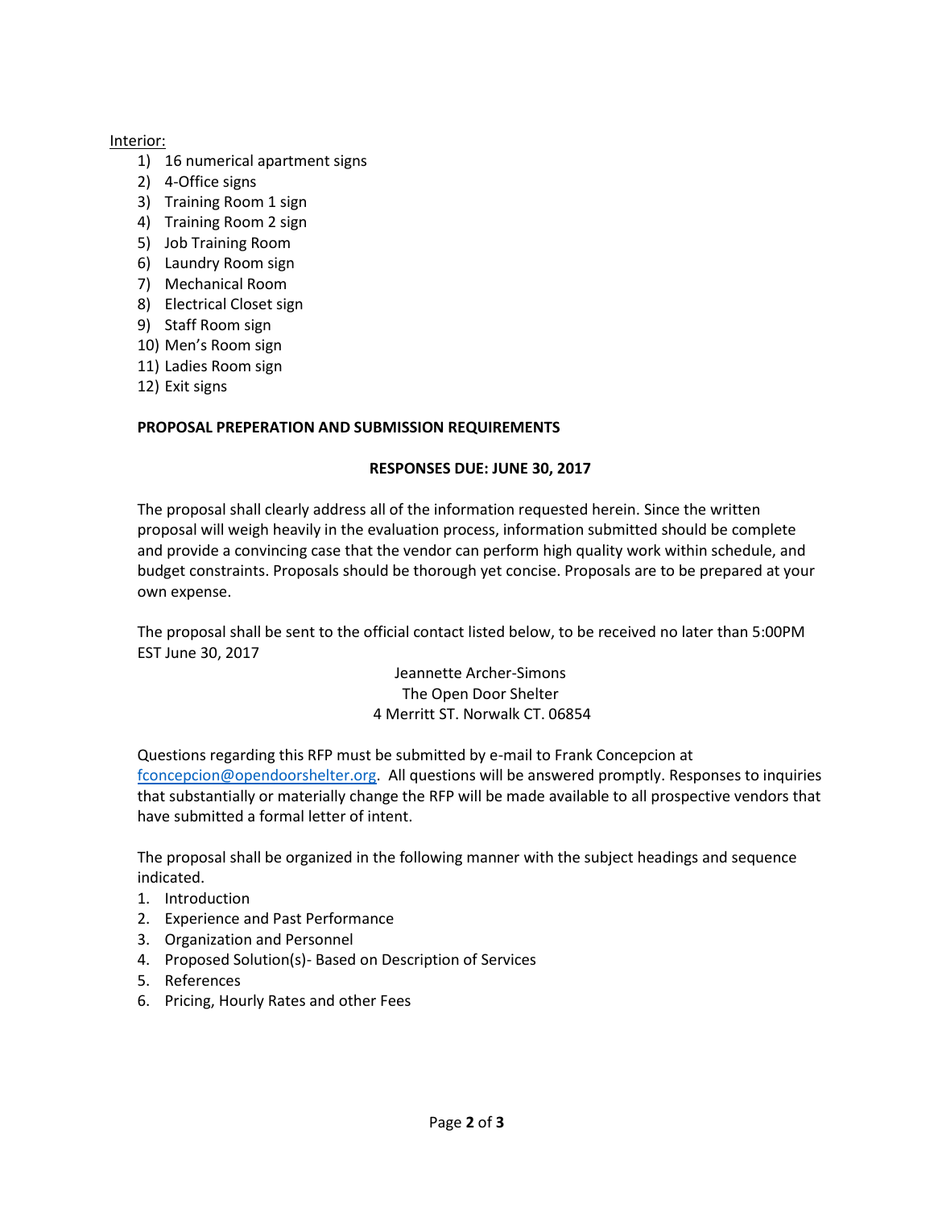Interior:

1) 16 numerical apartment signs
2) 4-Office signs
3) Training Room 1 sign
4) Training Room 2 sign
5) Job Training Room
6) Laundry Room sign
7) Mechanical Room
8) Electrical Closet sign
9) Staff Room sign
10) Men's Room sign
11) Ladies Room sign
12) Exit signs

**PROPOSAL PREPERATION AND SUBMISSION REQUIREMENTS**

**RESPONSES DUE: JUNE 30, 2017**

The proposal shall clearly address all of the information requested herein. Since the written proposal will weigh heavily in the evaluation process, information submitted should be complete and provide a convincing case that the vendor can perform high quality work within schedule, and budget constraints. Proposals should be thorough yet concise. Proposals are to be prepared at your own expense.

The proposal shall be sent to the official contact listed below, to be received no later than 5:00PM EST June 30, 2017

Jeannette Archer-Simons
The Open Door Shelter
4 Merritt ST. Norwalk CT. 06854

Questions regarding this RFP must be submitted by e-mail to Frank Concepcion at fconcepcion@opendoorshelter.org. All questions will be answered promptly. Responses to inquiries that substantially or materially change the RFP will be made available to all prospective vendors that have submitted a formal letter of intent.

The proposal shall be organized in the following manner with the subject headings and sequence indicated.

1. Introduction
2. Experience and Past Performance
3. Organization and Personnel
4. Proposed Solution(s)- Based on Description of Services
5. References
6. Pricing, Hourly Rates and other Fees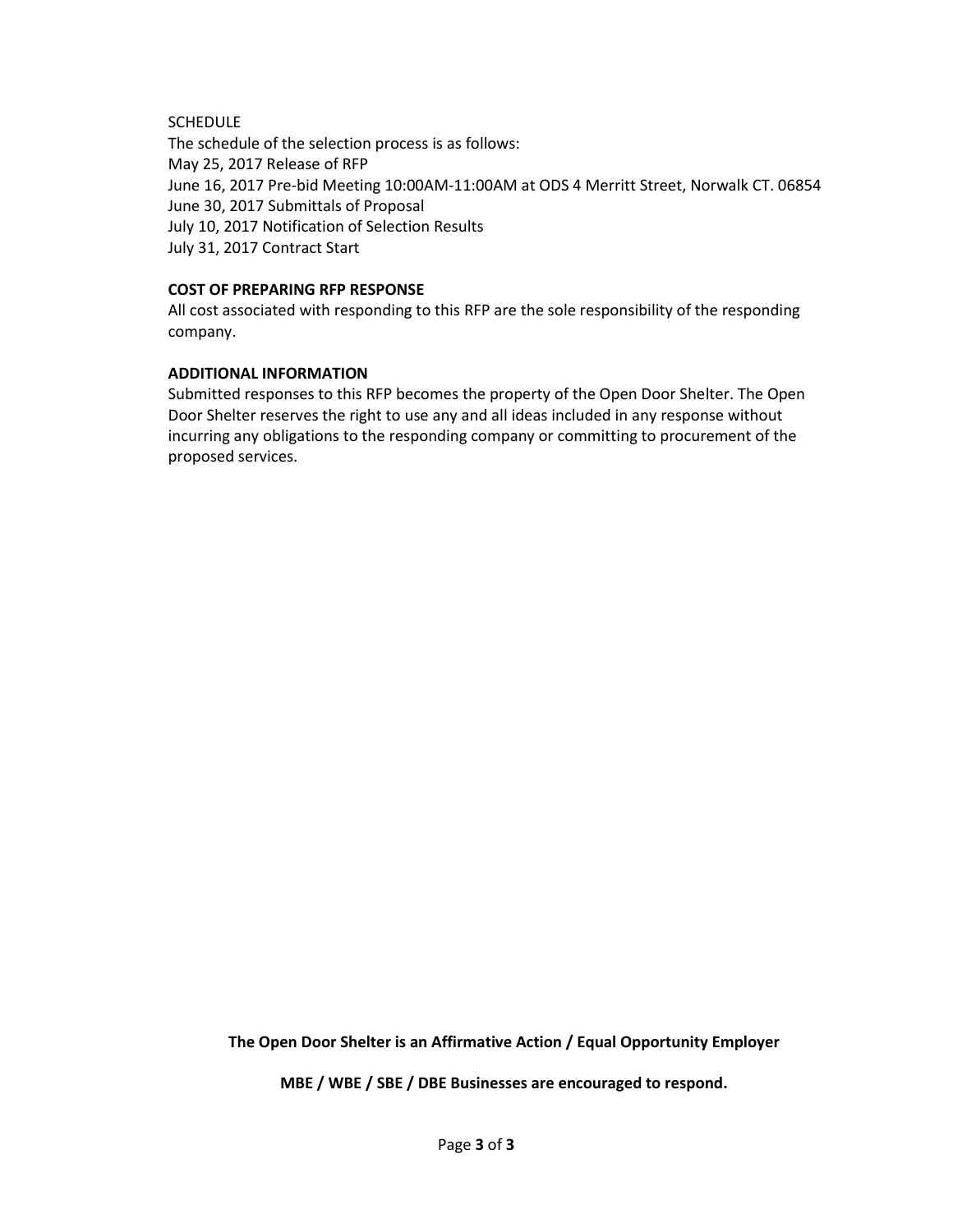SCHEDULE

The schedule of the selection process is as follows:

May 25, 2017 Release of RFP  
June 16, 2017 Pre-bid Meeting 10:00AM-11:00AM at ODS 4 Merritt Street, Norwalk CT. 06854  
June 30, 2017 Submittals of Proposal  
July 10, 2017 Notification of Selection Results  
July 31, 2017 Contract Start

**COST OF PREPARING RFP RESPONSE**

All cost associated with responding to this RFP are the sole responsibility of the responding company.

**ADDITIONAL INFORMATION**

Submitted responses to this RFP becomes the property of the Open Door Shelter. The Open Door Shelter reserves the right to use any and all ideas included in any response without incurring any obligations to the responding company or committing to procurement of the proposed services.

**The Open Door Shelter is an Affirmative Action / Equal Opportunity Employer**

**MBE / WBE / SBE / DBE Businesses are encouraged to respond.**